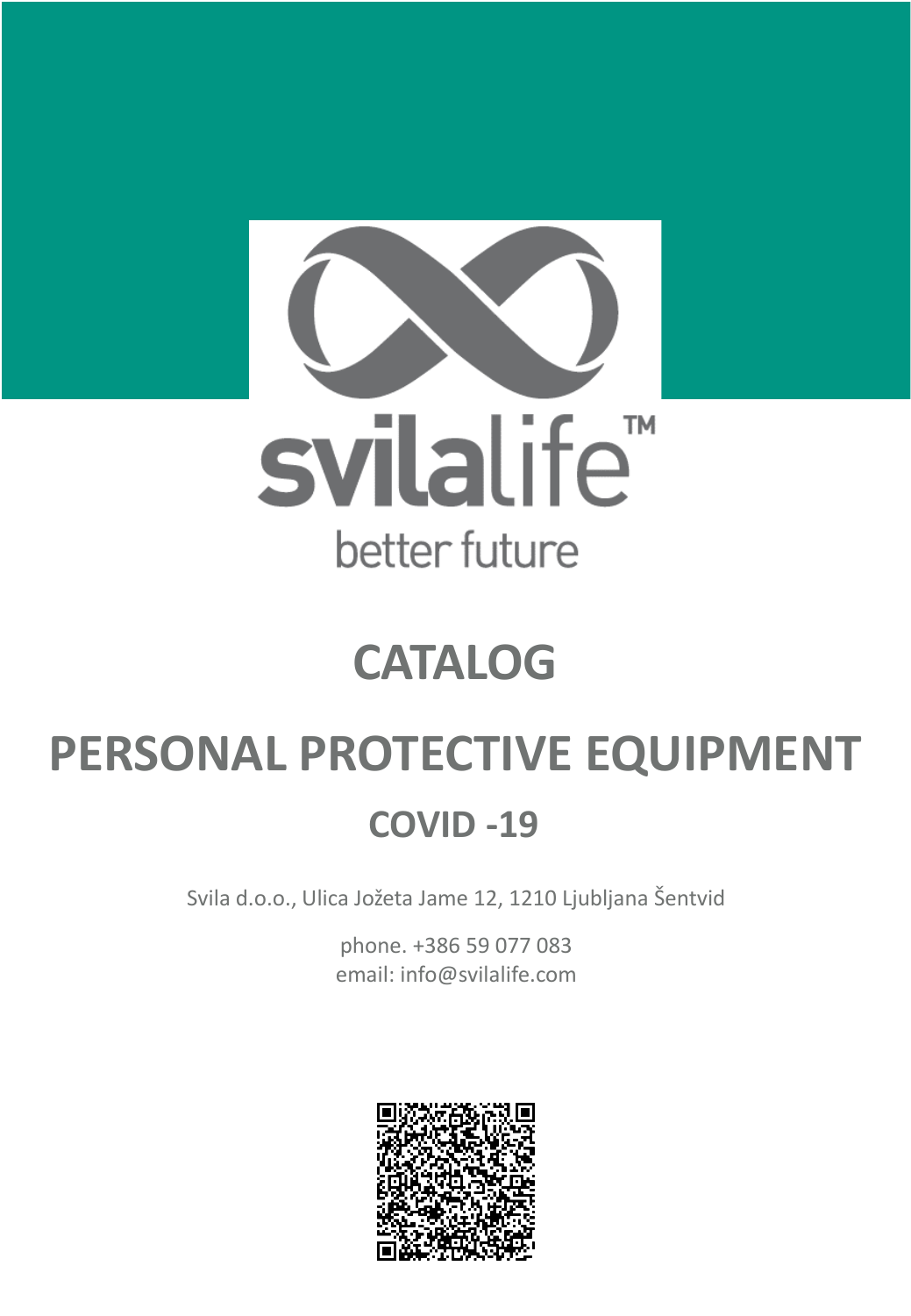svilalife™

better future

# CATALOG

# PERSONAL PROTECTIVE EQUIPMENT

## COVID -19

Svila d.o.o., Ulica Jožeta Jame 12, 1210 Ljubljana Šentvid

phone. +386 59 077 083
email: info@svilalife.com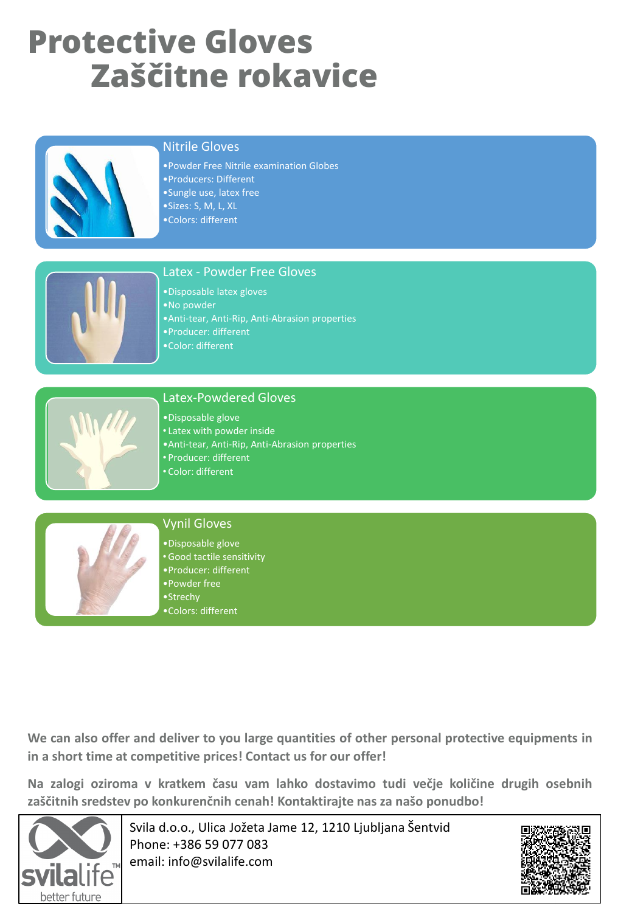# Protective Gloves
# Zaščitne rokavice

## Nitrile Gloves

- Powder Free Nitrile examination Globes
- Producers: Different
- Sungle use, latex free
- Sizes: S, M, L, XL
- Colors: different

## Latex - Powder Free Gloves

- Disposable latex gloves
- No powder
- Anti-tear, Anti-Rip, Anti-Abrasion properties
- Producer: different
- Color: different

## Latex-Powdered Gloves

- Disposable glove
- Latex with powder inside
- Anti-tear, Anti-Rip, Anti-Abrasion properties
- Producer: different
- Color: different

## Vynil Gloves

- Disposable glove
- Good tactile sensitivity
- Producer: different
- Powder free
- Strechy
- Colors: different

**We can also offer and deliver to you large quantities of other personal protective equipments in in a short time at competitive prices! Contact us for our offer!**

**Na zalogi oziroma v kratkem času vam lahko dostavimo tudi večje količine drugih osebnih zaščitnih sredstev po konkurenčnih cenah! Kontaktirajte nas za našo ponudbo!**

svilalife™ better future

Svila d.o.o., Ulica Jožeta Jame 12, 1210 Ljubljana Šentvid
Phone: +386 59 077 083
email: info@svilalife.com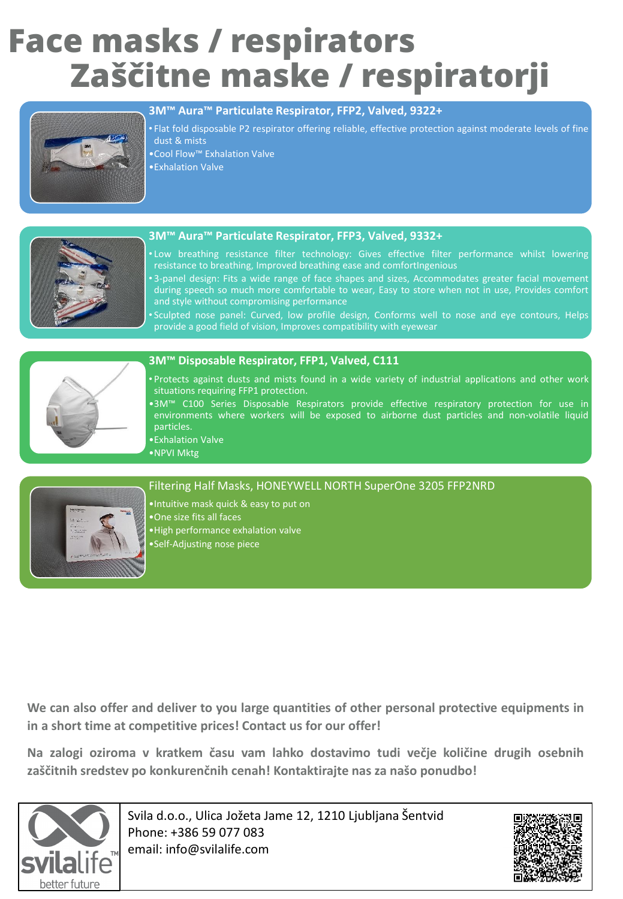# Face masks / respirators
# Zaščitne maske / respiratorji

### 3M™ Aura™ Particulate Respirator, FFP2, Valved, 9322+

- Flat fold disposable P2 respirator offering reliable, effective protection against moderate levels of fine dust & mists
- Cool Flow™ Exhalation Valve
- Exhalation Valve

### 3M™ Aura™ Particulate Respirator, FFP3, Valved, 9332+

- Low breathing resistance filter technology: Gives effective filter performance whilst lowering resistance to breathing, Improved breathing ease and comfortIngenious
- 3-panel design: Fits a wide range of face shapes and sizes, Accommodates greater facial movement during speech so much more comfortable to wear, Easy to store when not in use, Provides comfort and style without compromising performance
- Sculpted nose panel: Curved, low profile design, Conforms well to nose and eye contours, Helps provide a good field of vision, Improves compatibility with eyewear

### 3M™ Disposable Respirator, FFP1, Valved, C111

- Protects against dusts and mists found in a wide variety of industrial applications and other work situations requiring FFP1 protection.
- 3M™ C100 Series Disposable Respirators provide effective respiratory protection for use in environments where workers will be exposed to airborne dust particles and non-volatile liquid particles.
- Exhalation Valve
- NPVI Mktg

### Filtering Half Masks, HONEYWELL NORTH SuperOne 3205 FFP2NRD

- Intuitive mask quick & easy to put on
- One size fits all faces
- High performance exhalation valve
- Self-Adjusting nose piece

**We can also offer and deliver to you large quantities of other personal protective equipments in in a short time at competitive prices! Contact us for our offer!**

**Na zalogi oziroma v kratkem času vam lahko dostavimo tudi večje količine drugih osebnih zaščitnih sredstev po konkurenčnih cenah! Kontaktirajte nas za našo ponudbo!**

svilalife™ better future

Svila d.o.o., Ulica Jožeta Jame 12, 1210 Ljubljana Šentvid
Phone: +386 59 077 083
email: info@svilalife.com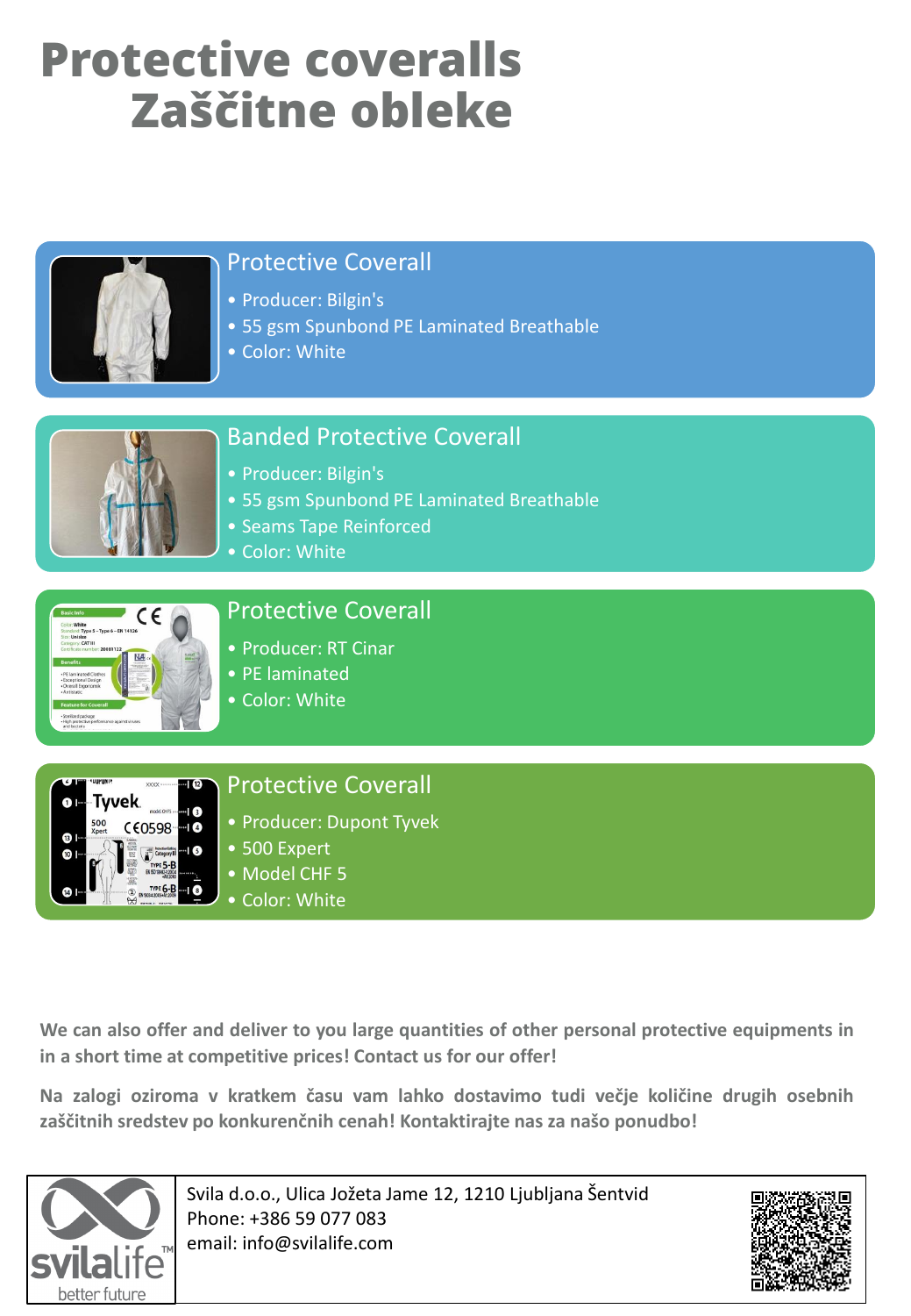# Protective coveralls
# Zaščitne obleke

## Protective Coverall

- Producer: Bilgin's
- 55 gsm Spunbond PE Laminated Breathable
- Color: White

## Banded Protective Coverall

- Producer: Bilgin's
- 55 gsm Spunbond PE Laminated Breathable
- Seams Tape Reinforced
- Color: White

## Protective Coverall

- Producer: RT Cinar
- PE laminated
- Color: White

## Protective Coverall

- Producer: Dupont Tyvek
- 500 Expert
- Model CHF 5
- Color: White

**We can also offer and deliver to you large quantities of other personal protective equipments in in a short time at competitive prices! Contact us for our offer!**

**Na zalogi oziroma v kratkem času vam lahko dostavimo tudi večje količine drugih osebnih zaščitnih sredstev po konkurenčnih cenah! Kontaktirajte nas za našo ponudbo!**

svilalife™ better future

Svila d.o.o., Ulica Jožeta Jame 12, 1210 Ljubljana Šentvid
Phone: +386 59 077 083
email: info@svilalife.com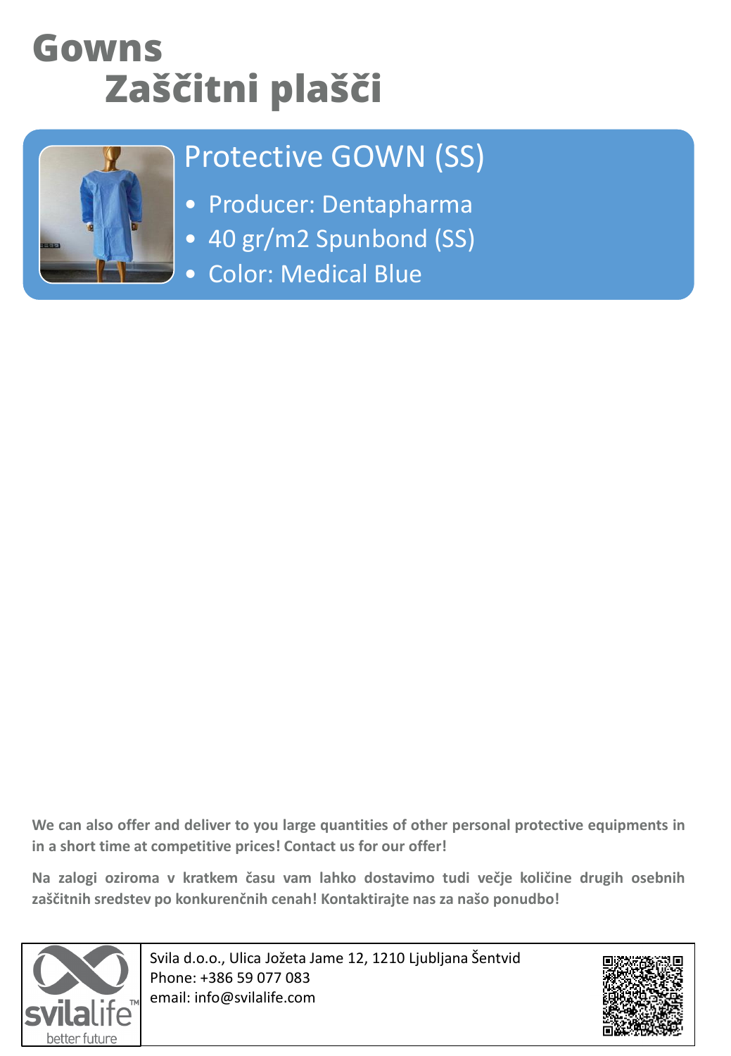# Gowns
# Zaščitni plašči

## Protective GOWN (SS)

- Producer: Dentapharma
- 40 gr/m2 Spunbond (SS)
- Color: Medical Blue

**We can also offer and deliver to you large quantities of other personal protective equipments in in a short time at competitive prices! Contact us for our offer!**

**Na zalogi oziroma v kratkem času vam lahko dostavimo tudi večje količine drugih osebnih zaščitnih sredstev po konkurenčnih cenah! Kontaktirajte nas za našo ponudbo!**

svilalife™ better future

Svila d.o.o., Ulica Jožeta Jame 12, 1210 Ljubljana Šentvid
Phone: +386 59 077 083
email: info@svilalife.com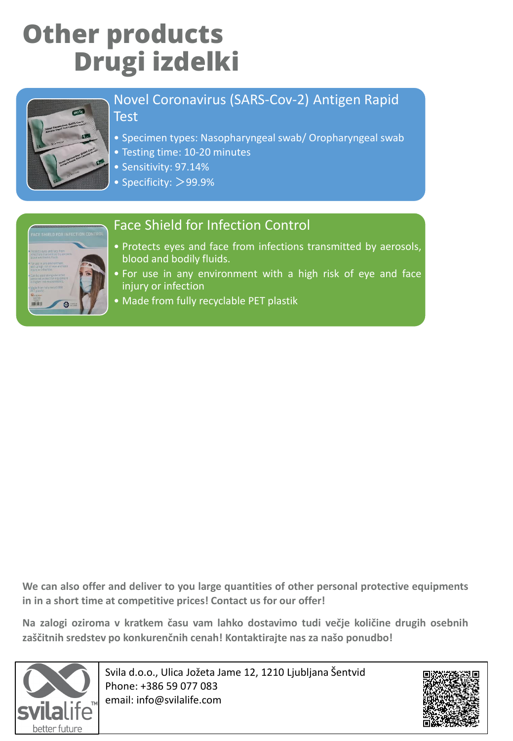# Other products
# Drugi izdelki

## Novel Coronavirus (SARS-Cov-2) Antigen Rapid Test

- Specimen types: Nasopharyngeal swab/ Oropharyngeal swab
- Testing time: 10-20 minutes
- Sensitivity: 97.14%
- Specificity: ＞99.9%

## Face Shield for Infection Control

- Protects eyes and face from infections transmitted by aerosols, blood and bodily fluids.
- For use in any environment with a high risk of eye and face injury or infection
- Made from fully recyclable PET plastik

**We can also offer and deliver to you large quantities of other personal protective equipments in in a short time at competitive prices! Contact us for our offer!**

**Na zalogi oziroma v kratkem času vam lahko dostavimo tudi večje količine drugih osebnih zaščitnih sredstev po konkurenčnih cenah! Kontaktirajte nas za našo ponudbo!**

svilalife™ better future

Svila d.o.o., Ulica Jožeta Jame 12, 1210 Ljubljana Šentvid
Phone: +386 59 077 083
email: info@svilalife.com